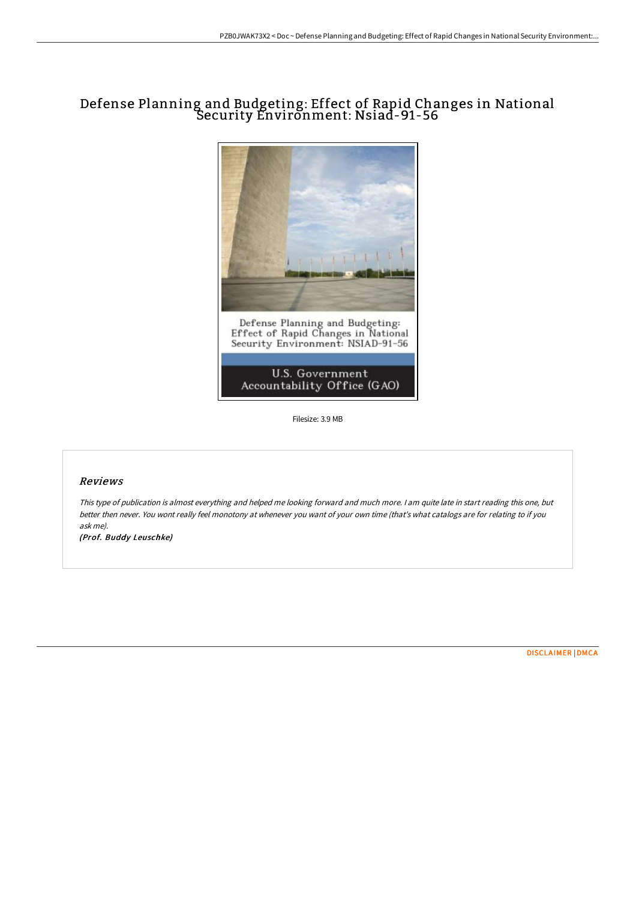# Defense Planning and Budgeting: Effect of Rapid Changes in National Security Environment: Nsiad-91-56

Filesize: 3.9 MB

## *Reviews*

*This type of publication is almost everything and helped me looking forward and much more. I am quite late in start reading this one, but better then never. You wont really feel monotony at whenever you want of your own time (that's what catalogs are for relating to if you ask me).*

***(Prof. Buddy Leuschke)***

DISCLAIMER | DMCA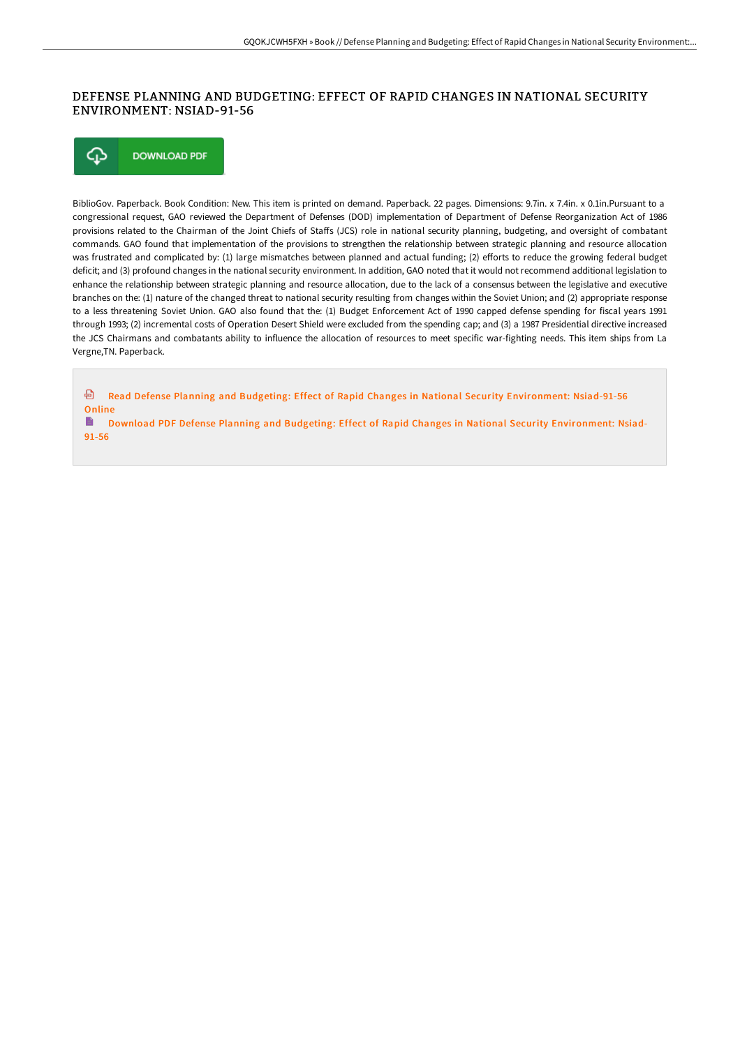# DEFENSE PLANNING AND BUDGETING: EFFECT OF RAPID CHANGES IN NATIONAL SECURITY ENVIRONMENT: NSIAD-91-56

DOWNLOAD PDF

BiblioGov. Paperback. Book Condition: New. This item is printed on demand. Paperback. 22 pages. Dimensions: 9.7in. x 7.4in. x 0.1in.Pursuant to a congressional request, GAO reviewed the Department of Defenses (DOD) implementation of Department of Defense Reorganization Act of 1986 provisions related to the Chairman of the Joint Chiefs of Staffs (JCS) role in national security planning, budgeting, and oversight of combatant commands. GAO found that implementation of the provisions to strengthen the relationship between strategic planning and resource allocation was frustrated and complicated by: (1) large mismatches between planned and actual funding; (2) efforts to reduce the growing federal budget deficit; and (3) profound changes in the national security environment. In addition, GAO noted that it would not recommend additional legislation to enhance the relationship between strategic planning and resource allocation, due to the lack of a consensus between the legislative and executive branches on the: (1) nature of the changed threat to national security resulting from changes within the Soviet Union; and (2) appropriate response to a less threatening Soviet Union. GAO also found that the: (1) Budget Enforcement Act of 1990 capped defense spending for fiscal years 1991 through 1993; (2) incremental costs of Operation Desert Shield were excluded from the spending cap; and (3) a 1987 Presidential directive increased the JCS Chairmans and combatants ability to influence the allocation of resources to meet specific war-fighting needs. This item ships from La Vergne,TN. Paperback.

Read Defense Planning and Budgeting: Effect of Rapid Changes in National Security Environment: Nsiad-91-56 Online

Download PDF Defense Planning and Budgeting: Effect of Rapid Changes in National Security Environment: Nsiad-91-56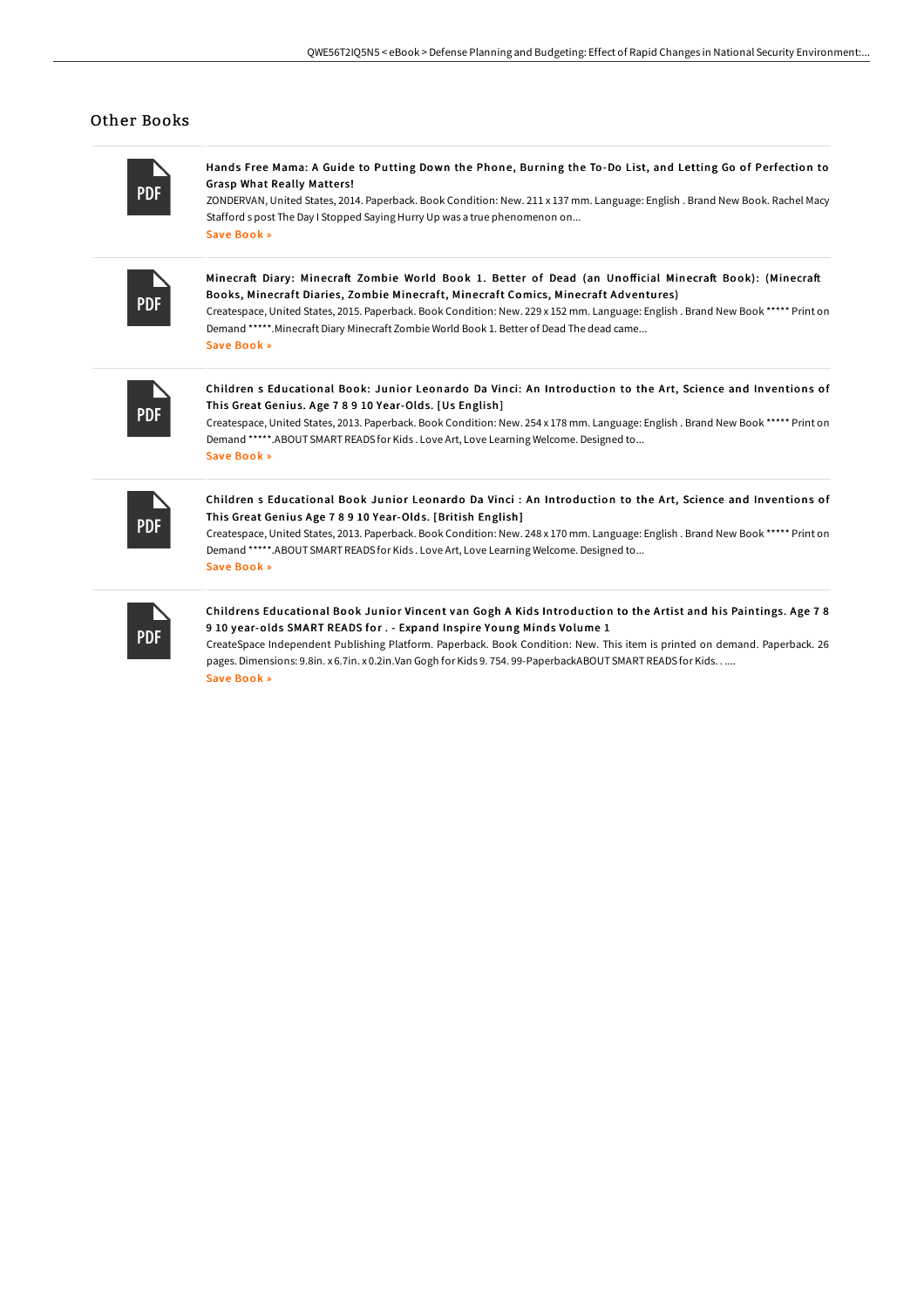## Other Books

**Hands Free Mama: A Guide to Putting Down the Phone, Burning the To-Do List, and Letting Go of Perfection to Grasp What Really Matters!**

ZONDERVAN, United States, 2014. Paperback. Book Condition: New. 211 x 137 mm. Language: English . Brand New Book. Rachel Macy Stafford s post The Day I Stopped Saying Hurry Up was a true phenomenon on...

Save Book »

**Minecraft Diary: Minecraft Zombie World Book 1. Better of Dead (an Unofficial Minecraft Book): (Minecraft Books, Minecraft Diaries, Zombie Minecraft, Minecraft Comics, Minecraft Adventures)**

Createspace, United States, 2015. Paperback. Book Condition: New. 229 x 152 mm. Language: English . Brand New Book ***** Print on Demand *****.Minecraft Diary Minecraft Zombie World Book 1. Better of Dead The dead came...

Save Book »

**Children s Educational Book: Junior Leonardo Da Vinci: An Introduction to the Art, Science and Inventions of This Great Genius. Age 7 8 9 10 Year-Olds. [Us English]**

Createspace, United States, 2013. Paperback. Book Condition: New. 254 x 178 mm. Language: English . Brand New Book ***** Print on Demand *****.ABOUT SMART READS for Kids . Love Art, Love Learning Welcome. Designed to...

Save Book »

**Children s Educational Book Junior Leonardo Da Vinci : An Introduction to the Art, Science and Inventions of This Great Genius Age 7 8 9 10 Year-Olds. [British English]**

Createspace, United States, 2013. Paperback. Book Condition: New. 248 x 170 mm. Language: English . Brand New Book ***** Print on Demand *****.ABOUT SMART READS for Kids . Love Art, Love Learning Welcome. Designed to...

Save Book »

**Childrens Educational Book Junior Vincent van Gogh A Kids Introduction to the Artist and his Paintings. Age 7 8 9 10 year-olds SMART READS for . - Expand Inspire Young Minds Volume 1**

CreateSpace Independent Publishing Platform. Paperback. Book Condition: New. This item is printed on demand. Paperback. 26 pages. Dimensions: 9.8in. x 6.7in. x 0.2in.Van Gogh for Kids 9. 754. 99-PaperbackABOUT SMART READS for Kids. . ....

Save Book »